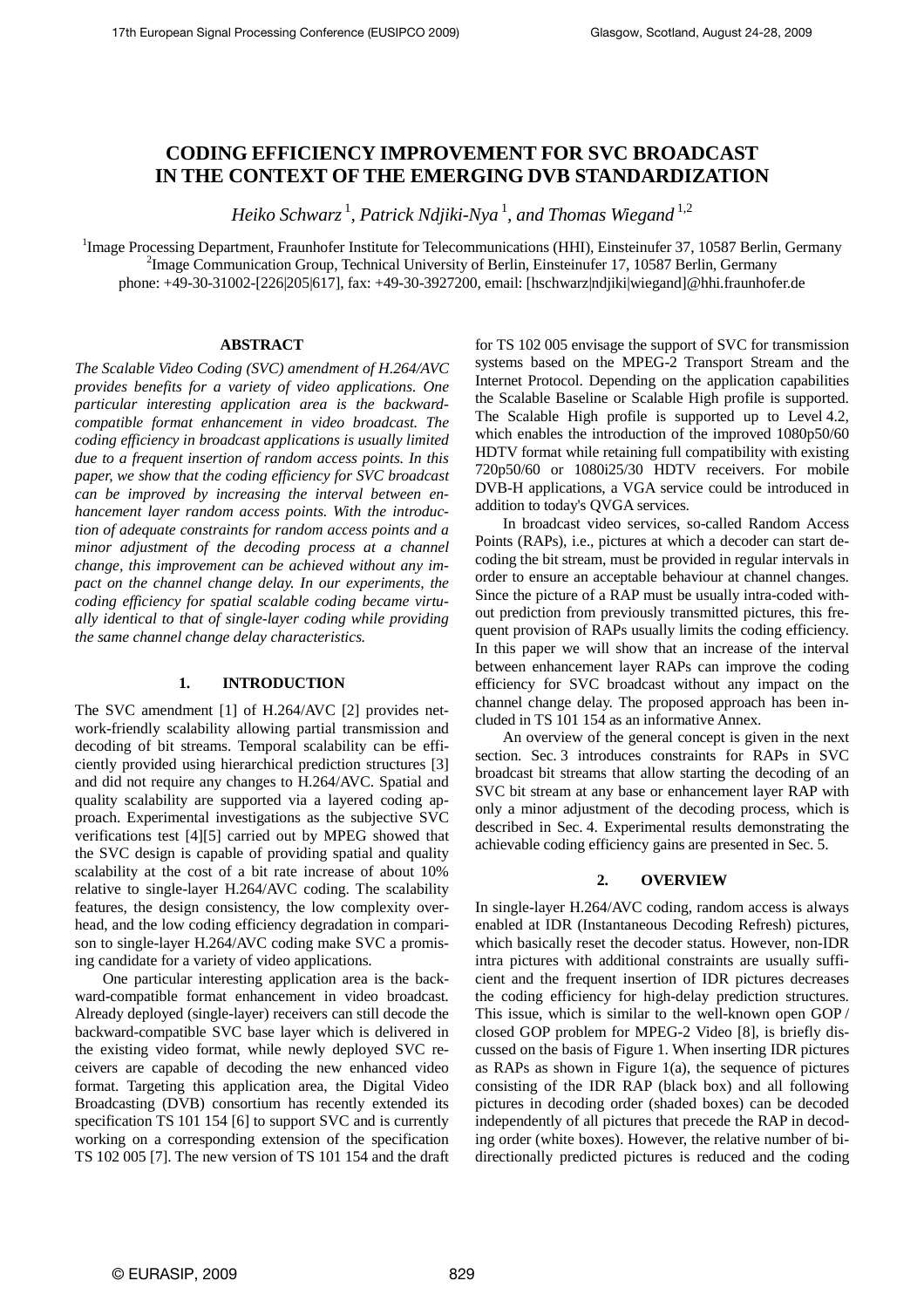# CODING EFFICIENCY IMPROVEMENT FOR SVC BROADCAST IN THE CONTEXT OF THE EMERGING DVB STANDARDIZATION

*Heiko Schwarz* [1], *Patrick Ndjiki-Nya* [1], *and Thomas Wiegand* [1,2]

[1]Image Processing Department, Fraunhofer Institute for Telecommunications (HHI), Einsteinufer 37, 10587 Berlin, Germany
[2]Image Communication Group, Technical University of Berlin, Einsteinufer 17, 10587 Berlin, Germany
phone: +49-30-31002-[226|205|617], fax: +49-30-3927200, email: [hschwarz|ndjiki|wiegand]@hhi.fraunhofer.de

## ABSTRACT

*The Scalable Video Coding (SVC) amendment of H.264/AVC provides benefits for a variety of video applications. One particular interesting application area is the backward-compatible format enhancement in video broadcast. The coding efficiency in broadcast applications is usually limited due to a frequent insertion of random access points. In this paper, we show that the coding efficiency for SVC broadcast can be improved by increasing the interval between enhancement layer random access points. With the introduction of adequate constraints for random access points and a minor adjustment of the decoding process at a channel change, this improvement can be achieved without any impact on the channel change delay. In our experiments, the coding efficiency for spatial scalable coding became virtually identical to that of single-layer coding while providing the same channel change delay characteristics.*

## 1. INTRODUCTION

The SVC amendment [1] of H.264/AVC [2] provides network-friendly scalability allowing partial transmission and decoding of bit streams. Temporal scalability can be efficiently provided using hierarchical prediction structures [3] and did not require any changes to H.264/AVC. Spatial and quality scalability are supported via a layered coding approach. Experimental investigations as the subjective SVC verifications test [4][5] carried out by MPEG showed that the SVC design is capable of providing spatial and quality scalability at the cost of a bit rate increase of about 10% relative to single-layer H.264/AVC coding. The scalability features, the design consistency, the low complexity overhead, and the low coding efficiency degradation in comparison to single-layer H.264/AVC coding make SVC a promising candidate for a variety of video applications.

One particular interesting application area is the backward-compatible format enhancement in video broadcast. Already deployed (single-layer) receivers can still decode the backward-compatible SVC base layer which is delivered in the existing video format, while newly deployed SVC receivers are capable of decoding the new enhanced video format. Targeting this application area, the Digital Video Broadcasting (DVB) consortium has recently extended its specification TS 101 154 [6] to support SVC and is currently working on a corresponding extension of the specification TS 102 005 [7]. The new version of TS 101 154 and the draft for TS 102 005 envisage the support of SVC for transmission systems based on the MPEG-2 Transport Stream and the Internet Protocol. Depending on the application capabilities the Scalable Baseline or Scalable High profile is supported. The Scalable High profile is supported up to Level 4.2, which enables the introduction of the improved 1080p50/60 HDTV format while retaining full compatibility with existing 720p50/60 or 1080i25/30 HDTV receivers. For mobile DVB-H applications, a VGA service could be introduced in addition to today's QVGA services.

In broadcast video services, so-called Random Access Points (RAPs), i.e., pictures at which a decoder can start decoding the bit stream, must be provided in regular intervals in order to ensure an acceptable behaviour at channel changes. Since the picture of a RAP must be usually intra-coded without prediction from previously transmitted pictures, this frequent provision of RAPs usually limits the coding efficiency. In this paper we will show that an increase of the interval between enhancement layer RAPs can improve the coding efficiency for SVC broadcast without any impact on the channel change delay. The proposed approach has been included in TS 101 154 as an informative Annex.

An overview of the general concept is given in the next section. Sec. 3 introduces constraints for RAPs in SVC broadcast bit streams that allow starting the decoding of an SVC bit stream at any base or enhancement layer RAP with only a minor adjustment of the decoding process, which is described in Sec. 4. Experimental results demonstrating the achievable coding efficiency gains are presented in Sec. 5.

## 2. OVERVIEW

In single-layer H.264/AVC coding, random access is always enabled at IDR (Instantaneous Decoding Refresh) pictures, which basically reset the decoder status. However, non-IDR intra pictures with additional constraints are usually sufficient and the frequent insertion of IDR pictures decreases the coding efficiency for high-delay prediction structures. This issue, which is similar to the well-known open GOP / closed GOP problem for MPEG-2 Video [8], is briefly discussed on the basis of Figure 1. When inserting IDR pictures as RAPs as shown in Figure 1(a), the sequence of pictures consisting of the IDR RAP (black box) and all following pictures in decoding order (shaded boxes) can be decoded independently of all pictures that precede the RAP in decoding order (white boxes). However, the relative number of bi-directionally predicted pictures is reduced and the coding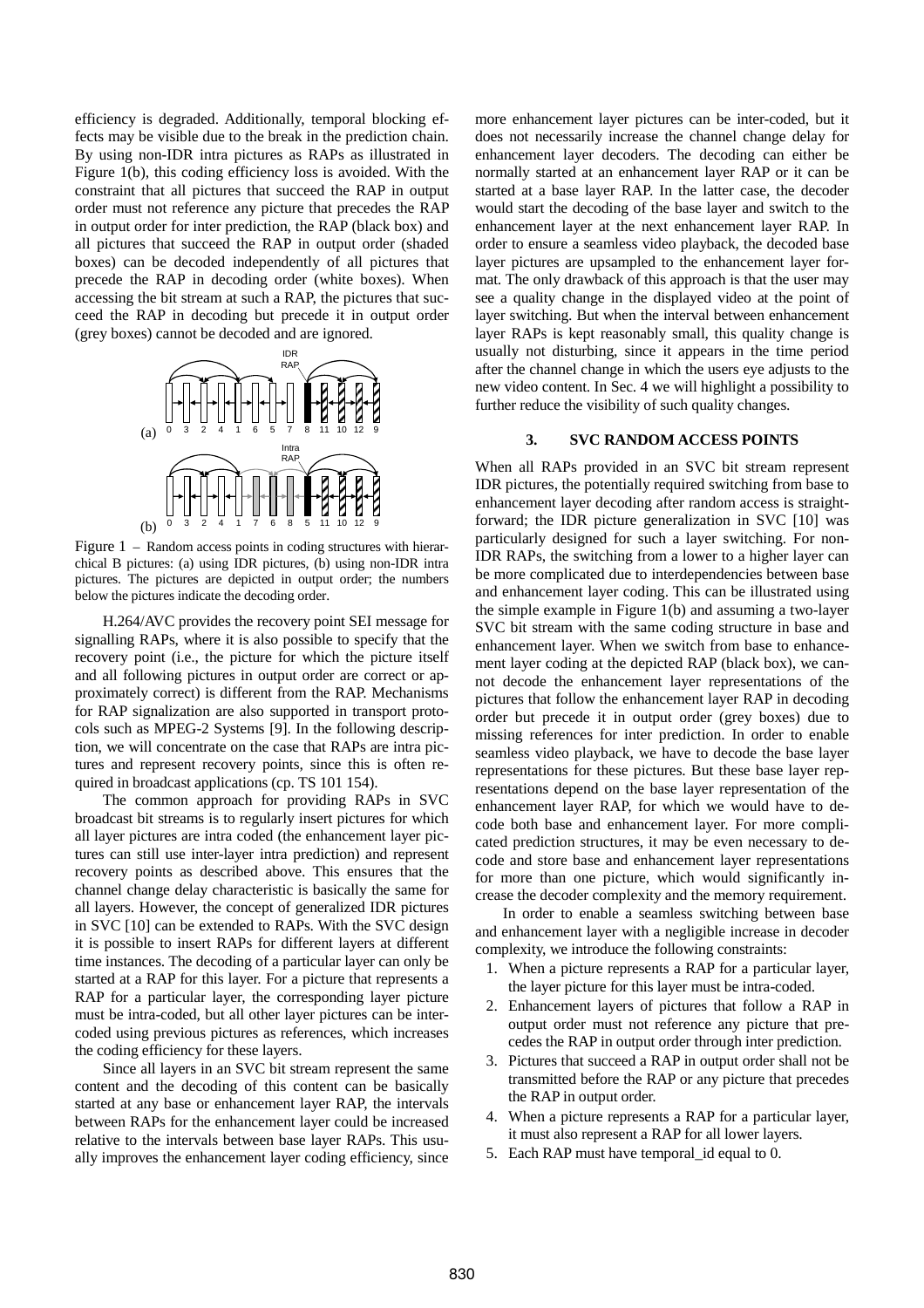efficiency is degraded. Additionally, temporal blocking effects may be visible due to the break in the prediction chain. By using non-IDR intra pictures as RAPs as illustrated in Figure 1(b), this coding efficiency loss is avoided. With the constraint that all pictures that succeed the RAP in output order must not reference any picture that precedes the RAP in output order for inter prediction, the RAP (black box) and all pictures that succeed the RAP in output order (shaded boxes) can be decoded independently of all pictures that precede the RAP in decoding order (white boxes). When accessing the bit stream at such a RAP, the pictures that succeed the RAP in decoding but precede it in output order (grey boxes) cannot be decoded and are ignored.

Figure 1 – Random access points in coding structures with hierarchical B pictures: (a) using IDR pictures, (b) using non-IDR intra pictures. The pictures are depicted in output order; the numbers below the pictures indicate the decoding order.

H.264/AVC provides the recovery point SEI message for signalling RAPs, where it is also possible to specify that the recovery point (i.e., the picture for which the picture itself and all following pictures in output order are correct or approximately correct) is different from the RAP. Mechanisms for RAP signalization are also supported in transport protocols such as MPEG-2 Systems [9]. In the following description, we will concentrate on the case that RAPs are intra pictures and represent recovery points, since this is often required in broadcast applications (cp. TS 101 154).

The common approach for providing RAPs in SVC broadcast bit streams is to regularly insert pictures for which all layer pictures are intra coded (the enhancement layer pictures can still use inter-layer intra prediction) and represent recovery points as described above. This ensures that the channel change delay characteristic is basically the same for all layers. However, the concept of generalized IDR pictures in SVC [10] can be extended to RAPs. With the SVC design it is possible to insert RAPs for different layers at different time instances. The decoding of a particular layer can only be started at a RAP for this layer. For a picture that represents a RAP for a particular layer, the corresponding layer picture must be intra-coded, but all other layer pictures can be inter-coded using previous pictures as references, which increases the coding efficiency for these layers.

Since all layers in an SVC bit stream represent the same content and the decoding of this content can be basically started at any base or enhancement layer RAP, the intervals between RAPs for the enhancement layer could be increased relative to the intervals between base layer RAPs. This usually improves the enhancement layer coding efficiency, since more enhancement layer pictures can be inter-coded, but it does not necessarily increase the channel change delay for enhancement layer decoders. The decoding can either be normally started at an enhancement layer RAP or it can be started at a base layer RAP. In the latter case, the decoder would start the decoding of the base layer and switch to the enhancement layer at the next enhancement layer RAP. In order to ensure a seamless video playback, the decoded base layer pictures are upsampled to the enhancement layer format. The only drawback of this approach is that the user may see a quality change in the displayed video at the point of layer switching. But when the interval between enhancement layer RAPs is kept reasonably small, this quality change is usually not disturbing, since it appears in the time period after the channel change in which the users eye adjusts to the new video content. In Sec. 4 we will highlight a possibility to further reduce the visibility of such quality changes.

## 3. SVC RANDOM ACCESS POINTS

When all RAPs provided in an SVC bit stream represent IDR pictures, the potentially required switching from base to enhancement layer decoding after random access is straightforward; the IDR picture generalization in SVC [10] was particularly designed for such a layer switching. For non-IDR RAPs, the switching from a lower to a higher layer can be more complicated due to interdependencies between base and enhancement layer coding. This can be illustrated using the simple example in Figure 1(b) and assuming a two-layer SVC bit stream with the same coding structure in base and enhancement layer. When we switch from base to enhancement layer coding at the depicted RAP (black box), we cannot decode the enhancement layer representations of the pictures that follow the enhancement layer RAP in decoding order but precede it in output order (grey boxes) due to missing references for inter prediction. In order to enable seamless video playback, we have to decode the base layer representations for these pictures. But these base layer representations depend on the base layer representation of the enhancement layer RAP, for which we would have to decode both base and enhancement layer. For more complicated prediction structures, it may be even necessary to decode and store base and enhancement layer representations for more than one picture, which would significantly increase the decoder complexity and the memory requirement.

In order to enable a seamless switching between base and enhancement layer with a negligible increase in decoder complexity, we introduce the following constraints:

1. When a picture represents a RAP for a particular layer, the layer picture for this layer must be intra-coded.
2. Enhancement layers of pictures that follow a RAP in output order must not reference any picture that precedes the RAP in output order through inter prediction.
3. Pictures that succeed a RAP in output order shall not be transmitted before the RAP or any picture that precedes the RAP in output order.
4. When a picture represents a RAP for a particular layer, it must also represent a RAP for all lower layers.
5. Each RAP must have temporal_id equal to 0.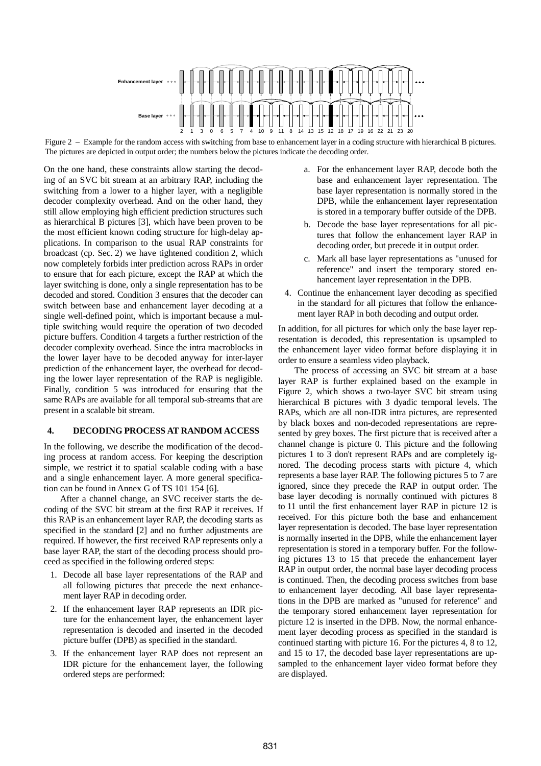Figure 2 – Example for the random access with switching from base to enhancement layer in a coding structure with hierarchical B pictures. The pictures are depicted in output order; the numbers below the pictures indicate the decoding order.

On the one hand, these constraints allow starting the decoding of an SVC bit stream at an arbitrary RAP, including the switching from a lower to a higher layer, with a negligible decoder complexity overhead. And on the other hand, they still allow employing high efficient prediction structures such as hierarchical B pictures [3], which have been proven to be the most efficient known coding structure for high-delay applications. In comparison to the usual RAP constraints for broadcast (cp. Sec. 2) we have tightened condition 2, which now completely forbids inter prediction across RAPs in order to ensure that for each picture, except the RAP at which the layer switching is done, only a single representation has to be decoded and stored. Condition 3 ensures that the decoder can switch between base and enhancement layer decoding at a single well-defined point, which is important because a multiple switching would require the operation of two decoded picture buffers. Condition 4 targets a further restriction of the decoder complexity overhead. Since the intra macroblocks in the lower layer have to be decoded anyway for inter-layer prediction of the enhancement layer, the overhead for decoding the lower layer representation of the RAP is negligible. Finally, condition 5 was introduced for ensuring that the same RAPs are available for all temporal sub-streams that are present in a scalable bit stream.

## 4. DECODING PROCESS AT RANDOM ACCESS

In the following, we describe the modification of the decoding process at random access. For keeping the description simple, we restrict it to spatial scalable coding with a base and a single enhancement layer. A more general specification can be found in Annex G of TS 101 154 [6].

After a channel change, an SVC receiver starts the decoding of the SVC bit stream at the first RAP it receives. If this RAP is an enhancement layer RAP, the decoding starts as specified in the standard [2] and no further adjustments are required. If however, the first received RAP represents only a base layer RAP, the start of the decoding process should proceed as specified in the following ordered steps:

1. Decode all base layer representations of the RAP and all following pictures that precede the next enhancement layer RAP in decoding order.
2. If the enhancement layer RAP represents an IDR picture for the enhancement layer, the enhancement layer representation is decoded and inserted in the decoded picture buffer (DPB) as specified in the standard.
3. If the enhancement layer RAP does not represent an IDR picture for the enhancement layer, the following ordered steps are performed:
   a. For the enhancement layer RAP, decode both the base and enhancement layer representation. The base layer representation is normally stored in the DPB, while the enhancement layer representation is stored in a temporary buffer outside of the DPB.
   b. Decode the base layer representations for all pictures that follow the enhancement layer RAP in decoding order, but precede it in output order.
   c. Mark all base layer representations as "unused for reference" and insert the temporary stored enhancement layer representation in the DPB.
4. Continue the enhancement layer decoding as specified in the standard for all pictures that follow the enhancement layer RAP in both decoding and output order.

In addition, for all pictures for which only the base layer representation is decoded, this representation is upsampled to the enhancement layer video format before displaying it in order to ensure a seamless video playback.

The process of accessing an SVC bit stream at a base layer RAP is further explained based on the example in Figure 2, which shows a two-layer SVC bit stream using hierarchical B pictures with 3 dyadic temporal levels. The RAPs, which are all non-IDR intra pictures, are represented by black boxes and non-decoded representations are represented by grey boxes. The first picture that is received after a channel change is picture 0. This picture and the following pictures 1 to 3 don't represent RAPs and are completely ignored. The decoding process starts with picture 4, which represents a base layer RAP. The following pictures 5 to 7 are ignored, since they precede the RAP in output order. The base layer decoding is normally continued with pictures 8 to 11 until the first enhancement layer RAP in picture 12 is received. For this picture both the base and enhancement layer representation is decoded. The base layer representation is normally inserted in the DPB, while the enhancement layer representation is stored in a temporary buffer. For the following pictures 13 to 15 that precede the enhancement layer RAP in output order, the normal base layer decoding process is continued. Then, the decoding process switches from base to enhancement layer decoding. All base layer representations in the DPB are marked as "unused for reference" and the temporary stored enhancement layer representation for picture 12 is inserted in the DPB. Now, the normal enhancement layer decoding process as specified in the standard is continued starting with picture 16. For the pictures 4, 8 to 12, and 15 to 17, the decoded base layer representations are upsampled to the enhancement layer video format before they are displayed.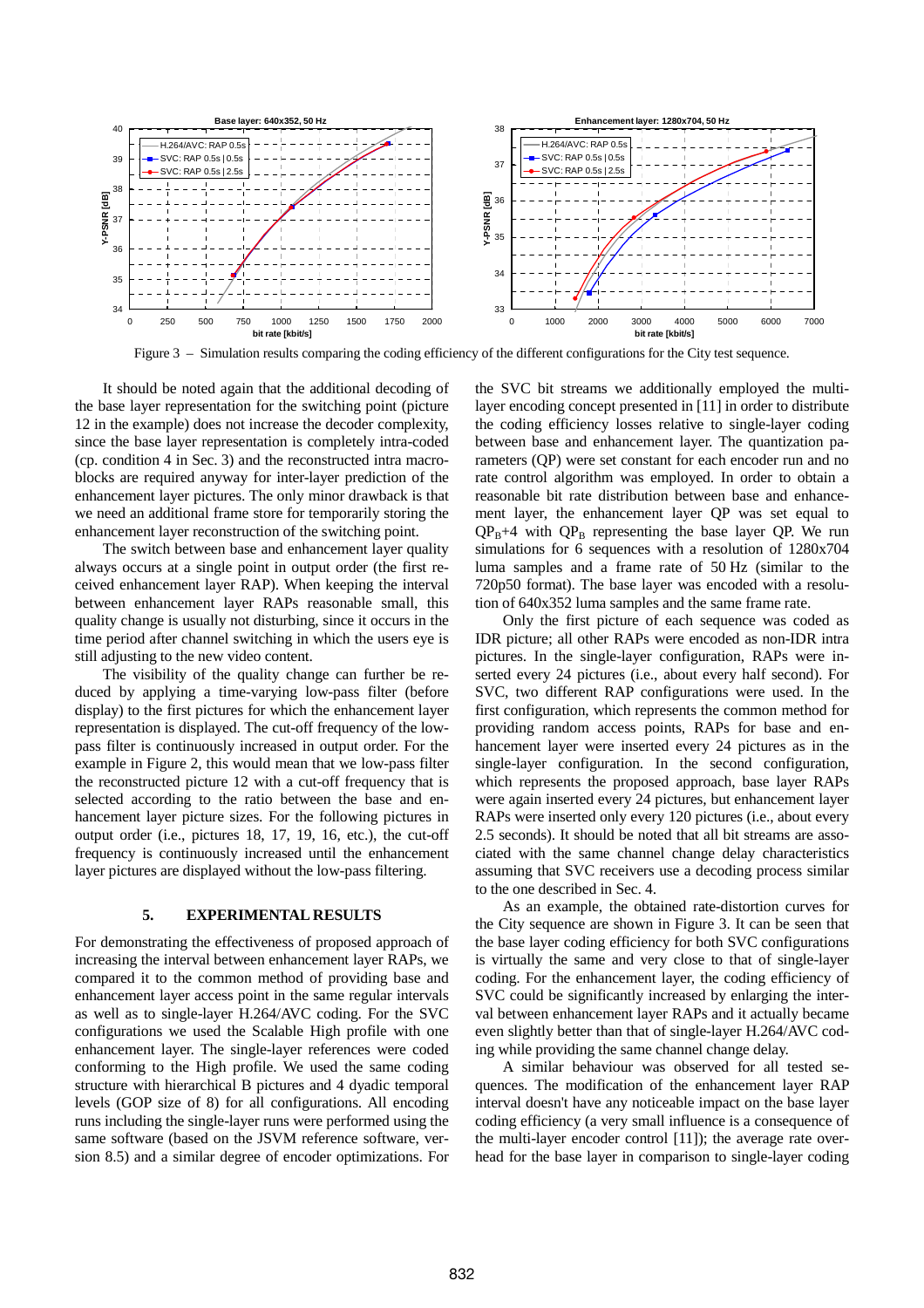Figure 3 – Simulation results comparing the coding efficiency of the different configurations for the City test sequence.

It should be noted again that the additional decoding of the base layer representation for the switching point (picture 12 in the example) does not increase the decoder complexity, since the base layer representation is completely intra-coded (cp. condition 4 in Sec. 3) and the reconstructed intra macroblocks are required anyway for inter-layer prediction of the enhancement layer pictures. The only minor drawback is that we need an additional frame store for temporarily storing the enhancement layer reconstruction of the switching point.

The switch between base and enhancement layer quality always occurs at a single point in output order (the first received enhancement layer RAP). When keeping the interval between enhancement layer RAPs reasonable small, this quality change is usually not disturbing, since it occurs in the time period after channel switching in which the users eye is still adjusting to the new video content.

The visibility of the quality change can further be reduced by applying a time-varying low-pass filter (before display) to the first pictures for which the enhancement layer representation is displayed. The cut-off frequency of the low-pass filter is continuously increased in output order. For the example in Figure 2, this would mean that we low-pass filter the reconstructed picture 12 with a cut-off frequency that is selected according to the ratio between the base and enhancement layer picture sizes. For the following pictures in output order (i.e., pictures 18, 17, 19, 16, etc.), the cut-off frequency is continuously increased until the enhancement layer pictures are displayed without the low-pass filtering.

## 5. EXPERIMENTAL RESULTS

For demonstrating the effectiveness of proposed approach of increasing the interval between enhancement layer RAPs, we compared it to the common method of providing base and enhancement layer access point in the same regular intervals as well as to single-layer H.264/AVC coding. For the SVC configurations we used the Scalable High profile with one enhancement layer. The single-layer references were coded conforming to the High profile. We used the same coding structure with hierarchical B pictures and 4 dyadic temporal levels (GOP size of 8) for all configurations. All encoding runs including the single-layer runs were performed using the same software (based on the JSVM reference software, version 8.5) and a similar degree of encoder optimizations. For the SVC bit streams we additionally employed the multi-layer encoding concept presented in [11] in order to distribute the coding efficiency losses relative to single-layer coding between base and enhancement layer. The quantization parameters (QP) were set constant for each encoder run and no rate control algorithm was employed. In order to obtain a reasonable bit rate distribution between base and enhancement layer, the enhancement layer QP was set equal to $QP_B+4$ with $QP_B$ representing the base layer QP. We run simulations for 6 sequences with a resolution of 1280x704 luma samples and a frame rate of 50 Hz (similar to the 720p50 format). The base layer was encoded with a resolution of 640x352 luma samples and the same frame rate.

Only the first picture of each sequence was coded as IDR picture; all other RAPs were encoded as non-IDR intra pictures. In the single-layer configuration, RAPs were inserted every 24 pictures (i.e., about every half second). For SVC, two different RAP configurations were used. In the first configuration, which represents the common method for providing random access points, RAPs for base and enhancement layer were inserted every 24 pictures as in the single-layer configuration. In the second configuration, which represents the proposed approach, base layer RAPs were again inserted every 24 pictures, but enhancement layer RAPs were inserted only every 120 pictures (i.e., about every 2.5 seconds). It should be noted that all bit streams are associated with the same channel change delay characteristics assuming that SVC receivers use a decoding process similar to the one described in Sec. 4.

As an example, the obtained rate-distortion curves for the City sequence are shown in Figure 3. It can be seen that the base layer coding efficiency for both SVC configurations is virtually the same and very close to that of single-layer coding. For the enhancement layer, the coding efficiency of SVC could be significantly increased by enlarging the interval between enhancement layer RAPs and it actually became even slightly better than that of single-layer H.264/AVC coding while providing the same channel change delay.

A similar behaviour was observed for all tested sequences. The modification of the enhancement layer RAP interval doesn't have any noticeable impact on the base layer coding efficiency (a very small influence is a consequence of the multi-layer encoder control [11]); the average rate overhead for the base layer in comparison to single-layer coding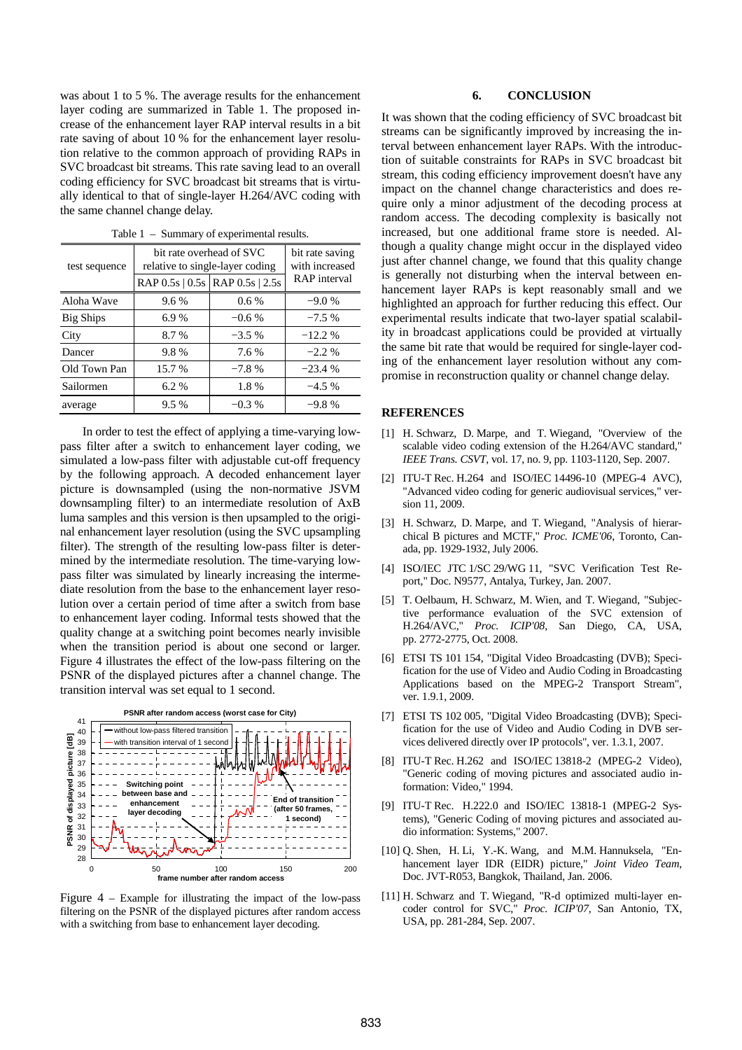was about 1 to 5 %. The average results for the enhancement layer coding are summarized in Table 1. The proposed increase of the enhancement layer RAP interval results in a bit rate saving of about 10 % for the enhancement layer resolution relative to the common approach of providing RAPs in SVC broadcast bit streams. This rate saving lead to an overall coding efficiency for SVC broadcast bit streams that is virtually identical to that of single-layer H.264/AVC coding with the same channel change delay.

Table 1 – Summary of experimental results.

| test sequence | bit rate overhead of SVC relative to single-layer coding | | bit rate saving with increased RAP interval |
|---|---|---|---|
| | RAP 0.5s \| 0.5s | RAP 0.5s \| 2.5s | |
| Aloha Wave | 9.6 % | 0.6 % | −9.0 % |
| Big Ships | 6.9 % | −0.6 % | −7.5 % |
| City | 8.7 % | −3.5 % | −12.2 % |
| Dancer | 9.8 % | 7.6 % | −2.2 % |
| Old Town Pan | 15.7 % | −7.8 % | −23.4 % |
| Sailormen | 6.2 % | 1.8 % | −4.5 % |
| average | 9.5 % | −0.3 % | −9.8 % |

In order to test the effect of applying a time-varying low-pass filter after a switch to enhancement layer coding, we simulated a low-pass filter with adjustable cut-off frequency by the following approach. A decoded enhancement layer picture is downsampled (using the non-normative JSVM downsampling filter) to an intermediate resolution of AxB luma samples and this version is then upsampled to the original enhancement layer resolution (using the SVC upsampling filter). The strength of the resulting low-pass filter is determined by the intermediate resolution. The time-varying low-pass filter was simulated by linearly increasing the intermediate resolution from the base to the enhancement layer resolution over a certain period of time after a switch from base to enhancement layer coding. Informal tests showed that the quality change at a switching point becomes nearly invisible when the transition period is about one second or larger. Figure 4 illustrates the effect of the low-pass filtering on the PSNR of the displayed pictures after a channel change. The transition interval was set equal to 1 second.

PSNR after random access (worst case for City)

without low-pass filtered transition
with transition interval of 1 second

Switching point between base and enhancement layer decoding

End of transition (after 50 frames, 1 second)

PSNR of displayed picture [dB]

28 29 30 31 32 33 34 35 36 37 38 39 40 41

0 50 100 150 200

frame number after random access

Figure 4 – Example for illustrating the impact of the low-pass filtering on the PSNR of the displayed pictures after random access with a switching from base to enhancement layer decoding.

## 6. CONCLUSION

It was shown that the coding efficiency of SVC broadcast bit streams can be significantly improved by increasing the interval between enhancement layer RAPs. With the introduction of suitable constraints for RAPs in SVC broadcast bit stream, this coding efficiency improvement doesn't have any impact on the channel change characteristics and does require only a minor adjustment of the decoding process at random access. The decoding complexity is basically not increased, but one additional frame store is needed. Although a quality change might occur in the displayed video just after channel change, we found that this quality change is generally not disturbing when the interval between enhancement layer RAPs is kept reasonably small and we highlighted an approach for further reducing this effect. Our experimental results indicate that two-layer spatial scalability in broadcast applications could be provided at virtually the same bit rate that would be required for single-layer coding of the enhancement layer resolution without any compromise in reconstruction quality or channel change delay.

## REFERENCES

[1] H. Schwarz, D. Marpe, and T. Wiegand, "Overview of the scalable video coding extension of the H.264/AVC standard," *IEEE Trans. CSVT*, vol. 17, no. 9, pp. 1103-1120, Sep. 2007.

[2] ITU-T Rec. H.264 and ISO/IEC 14496-10 (MPEG-4 AVC), "Advanced video coding for generic audiovisual services," version 11, 2009.

[3] H. Schwarz, D. Marpe, and T. Wiegand, "Analysis of hierarchical B pictures and MCTF," *Proc. ICME'06*, Toronto, Canada, pp. 1929-1932, July 2006.

[4] ISO/IEC JTC 1/SC 29/WG 11, "SVC Verification Test Report," Doc. N9577, Antalya, Turkey, Jan. 2007.

[5] T. Oelbaum, H. Schwarz, M. Wien, and T. Wiegand, "Subjective performance evaluation of the SVC extension of H.264/AVC," *Proc. ICIP'08*, San Diego, CA, USA, pp. 2772-2775, Oct. 2008.

[6] ETSI TS 101 154, "Digital Video Broadcasting (DVB); Specification for the use of Video and Audio Coding in Broadcasting Applications based on the MPEG-2 Transport Stream", ver. 1.9.1, 2009.

[7] ETSI TS 102 005, "Digital Video Broadcasting (DVB); Specification for the use of Video and Audio Coding in DVB services delivered directly over IP protocols", ver. 1.3.1, 2007.

[8] ITU-T Rec. H.262 and ISO/IEC 13818-2 (MPEG-2 Video), "Generic coding of moving pictures and associated audio information: Video," 1994.

[9] ITU-T Rec. H.222.0 and ISO/IEC 13818-1 (MPEG-2 Systems), "Generic Coding of moving pictures and associated audio information: Systems," 2007.

[10] Q. Shen, H. Li, Y.-K. Wang, and M.M. Hannuksela, "Enhancement layer IDR (EIDR) picture," *Joint Video Team*, Doc. JVT-R053, Bangkok, Thailand, Jan. 2006.

[11] H. Schwarz and T. Wiegand, "R-d optimized multi-layer encoder control for SVC," *Proc. ICIP'07*, San Antonio, TX, USA, pp. 281-284, Sep. 2007.